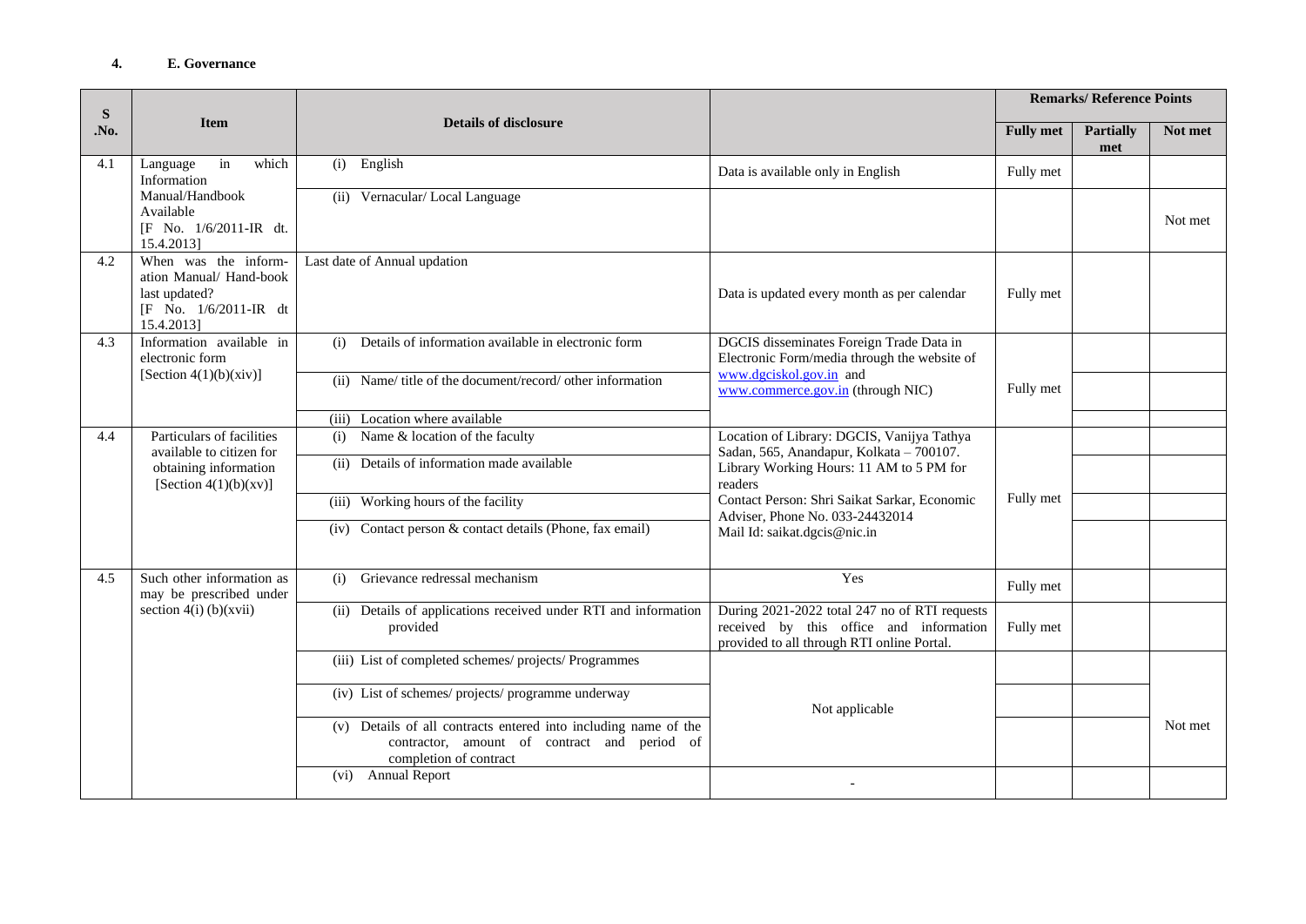**4. E. Governance**

| S .No. | Item | Details of disclosure | | Remarks/ Reference Points | | |
|---|---|---|---|---|---|---|
| | | | | Fully met | Partially met | Not met |
| 4.1 | Language in which Information Manual/Handbook Available [F No. 1/6/2011-IR dt. 15.4.2013] | (i) English | Data is available only in English | Fully met | | |
| | | (ii) Vernacular/ Local Language | | | | Not met |
| 4.2 | When was the information Manual/ Hand-book last updated? [F No. 1/6/2011-IR dt 15.4.2013] | Last date of Annual updation | Data is updated every month as per calendar | Fully met | | |
| 4.3 | Information available in electronic form [Section 4(1)(b)(xiv)] | (i) Details of information available in electronic form | DGCIS disseminates Foreign Trade Data in Electronic Form/media through the website of www.dgciskol.gov.in and www.commerce.gov.in (through NIC) | Fully met | | |
| | | (ii) Name/ title of the document/record/ other information | | | | |
| | | (iii) Location where available | | | | |
| 4.4 | Particulars of facilities available to citizen for obtaining information [Section 4(1)(b)(xv)] | (i) Name & location of the faculty | Location of Library: DGCIS, Vanijya Tathya Sadan, 565, Anandapur, Kolkata – 700107. Library Working Hours: 11 AM to 5 PM for readers Contact Person: Shri Saikat Sarkar, Economic Adviser, Phone No. 033-24432014 Mail Id: saikat.dgcis@nic.in | Fully met | | |
| | | (ii) Details of information made available | | | | |
| | | (iii) Working hours of the facility | | | | |
| | | (iv) Contact person & contact details (Phone, fax email) | | | | |
| 4.5 | Such other information as may be prescribed under section 4(i) (b)(xvii) | (i) Grievance redressal mechanism | Yes | Fully met | | |
| | | (ii) Details of applications received under RTI and information provided | During 2021-2022 total 247 no of RTI requests received by this office and information provided to all through RTI online Portal. | Fully met | | |
| | | (iii) List of completed schemes/ projects/ Programmes | Not applicable | | | Not met |
| | | (iv) List of schemes/ projects/ programme underway | | | | |
| | | (v) Details of all contracts entered into including name of the contractor, amount of contract and period of completion of contract | | | | |
| | | (vi) Annual Report | - | | | |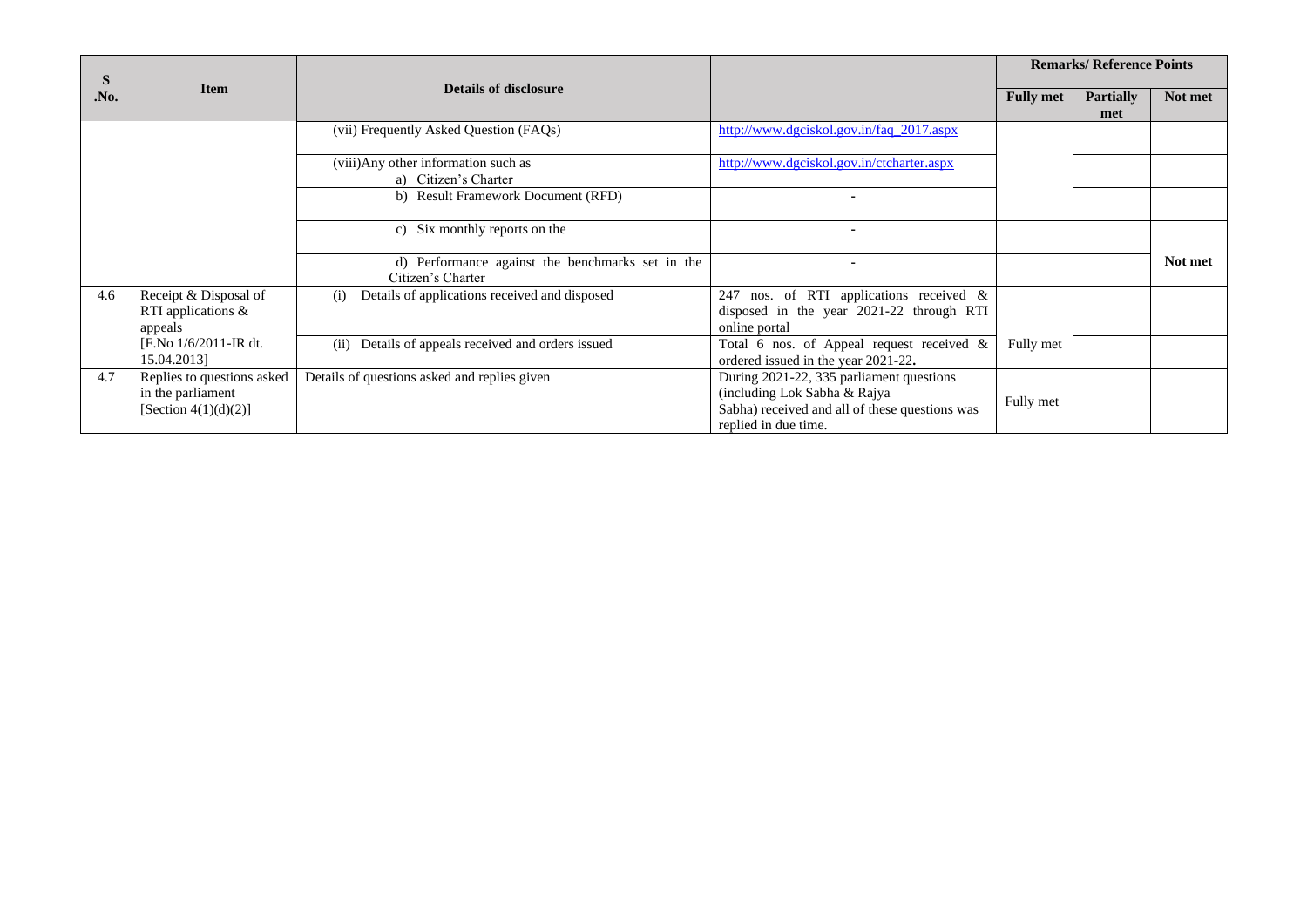| S .No. | Item | Details of disclosure | | Remarks/ Reference Points | | |
|---|---|---|---|---|---|---|
| | | | | Fully met | Partially met | Not met |
| | | (vii) Frequently Asked Question (FAQs) | http://www.dgciskol.gov.in/faq_2017.aspx | | | |
| | | (viii)Any other information such as a) Citizen's Charter | http://www.dgciskol.gov.in/ctcharter.aspx | | | |
| | | b) Result Framework Document (RFD) | - | | | |
| | | c) Six monthly reports on the | - | | | |
| | | d) Performance against the benchmarks set in the Citizen's Charter | - | | | Not met |
| 4.6 | Receipt & Disposal of RTI applications & appeals [F.No 1/6/2011-IR dt. 15.04.2013] | (i) Details of applications received and disposed | 247 nos. of RTI applications received & disposed in the year 2021-22 through RTI online portal | Fully met | | |
| | | (ii) Details of appeals received and orders issued | Total 6 nos. of Appeal request received & ordered issued in the year 2021-22**.** | | | |
| 4.7 | Replies to questions asked in the parliament [Section 4(1)(d)(2)] | Details of questions asked and replies given | During 2021-22, 335 parliament questions (including Lok Sabha & Rajya Sabha) received and all of these questions was replied in due time. | Fully met | | |